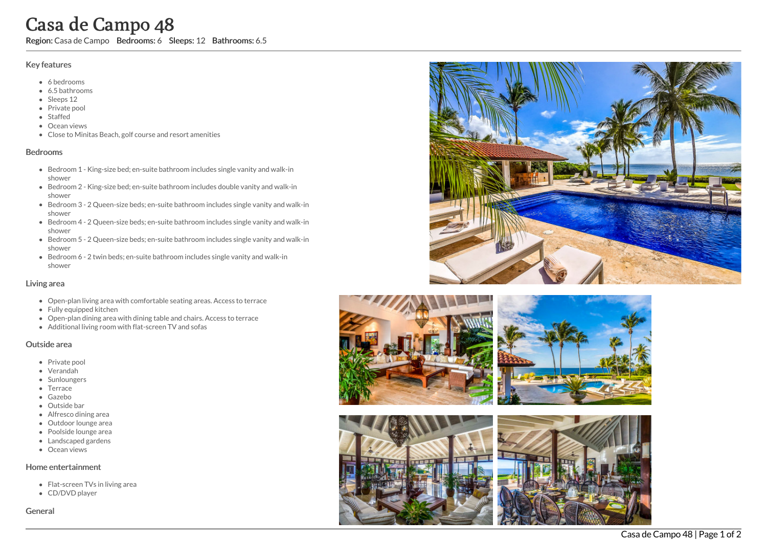# Casa de Campo 48

**Region:** Casa de Campo **Bedrooms:** 6 **Sleeps:** 12 **Bathrooms:** 6.5

## Key features

- 6 bedrooms
- 6.5 bathrooms
- Sleeps 12
- Private pool
- Staffed
- Ocean views
- Close to Minitas Beach, golf course and resort amenities

## Bedrooms

- Bedroom 1 - King-size bed; en-suite bathroom includes single vanity and walk-in shower
- Bedroom 2 - King-size bed; en-suite bathroom includes double vanity and walk-in shower
- Bedroom 3 - 2 Queen-size beds; en-suite bathroom includes single vanity and walk-in shower
- Bedroom 4 - 2 Queen-size beds; en-suite bathroom includes single vanity and walk-in shower
- Bedroom 5 - 2 Queen-size beds; en-suite bathroom includes single vanity and walk-in shower
- Bedroom 6 - 2 twin beds; en-suite bathroom includes single vanity and walk-in shower

## Living area

- Open-plan living area with comfortable seating areas. Access to terrace
- Fully equipped kitchen
- Open-plan dining area with dining table and chairs. Access to terrace
- Additional living room with flat-screen TV and sofas

## Outside area

- Private pool
- Verandah
- Sunloungers
- Terrace
- Gazebo
- Outside bar
- Alfresco dining area
- Outdoor lounge area
- Poolside lounge area
- Landscaped gardens
- Ocean views

## Home entertainment

- Flat-screen TVs in living area
- CD/DVD player

## General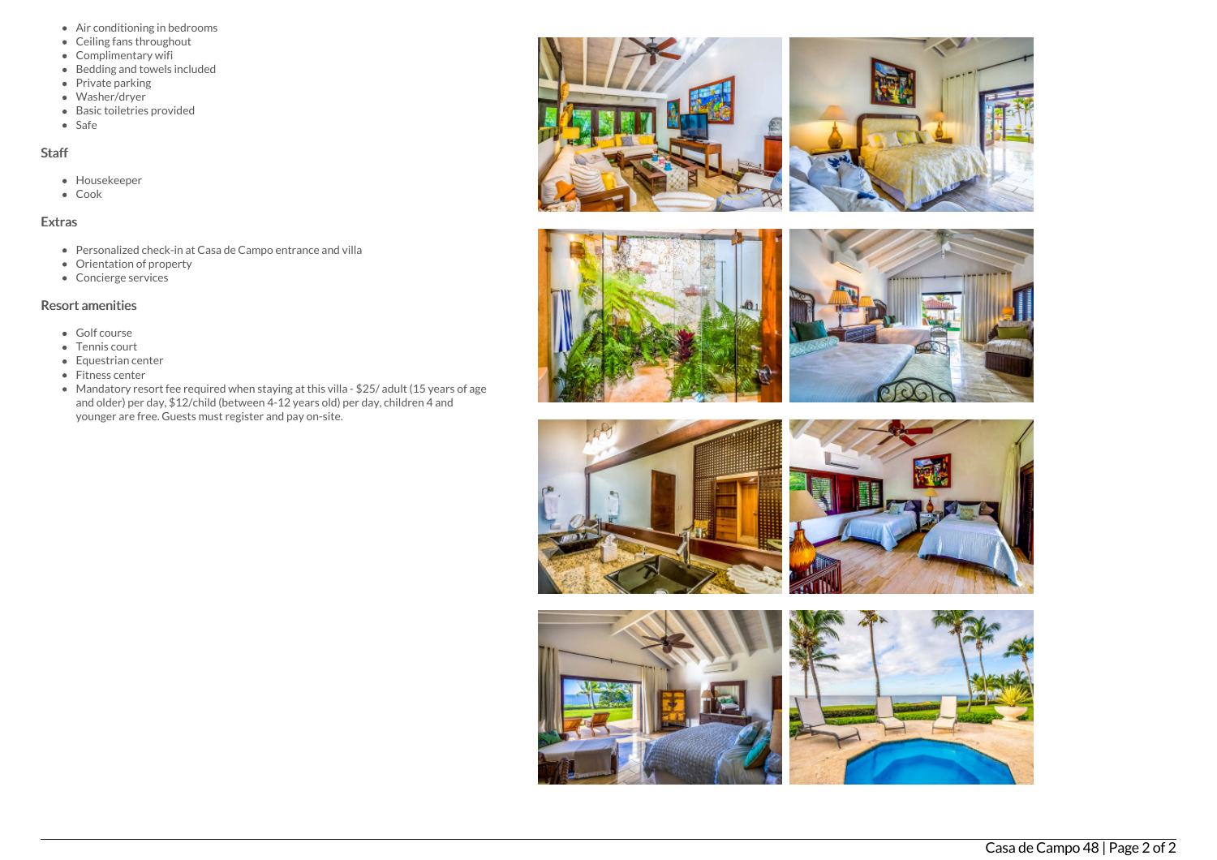- Air conditioning in bedrooms
- Ceiling fans throughout
- Complimentary wifi
- Bedding and towels included
- Private parking
- Washer/dryer
- Basic toiletries provided
- Safe

### Staff

- Housekeeper
- Cook

### Extras

- Personalized check-in at Casa de Campo entrance and villa
- Orientation of property
- Concierge services

### Resort amenities

- Golf course
- Tennis court
- Equestrian center
- Fitness center
- Mandatory resort fee required when staying at this villa - $25/ adult (15 years of age and older) per day, $12/child (between 4-12 years old) per day, children 4 and younger are free. Guests must register and pay on-site.